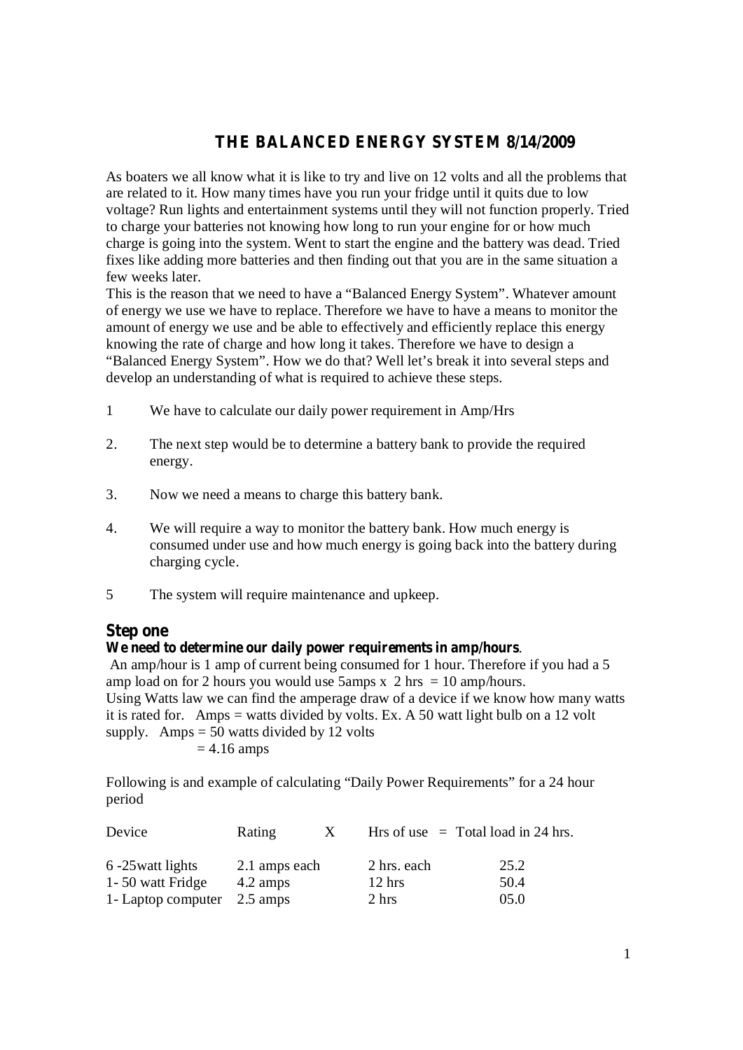# THE BALANCED ENERGY SYSTEM 8/14/2009

As boaters we all know what it is like to try and live on 12 volts and all the problems that are related to it. How many times have you run your fridge until it quits due to low voltage? Run lights and entertainment systems until they will not function properly. Tried to charge your batteries not knowing how long to run your engine for or how much charge is going into the system. Went to start the engine and the battery was dead. Tried fixes like adding more batteries and then finding out that you are in the same situation a few weeks later.

This is the reason that we need to have a "Balanced Energy System". Whatever amount of energy we use we have to replace. Therefore we have to have a means to monitor the amount of energy we use and be able to effectively and efficiently replace this energy knowing the rate of charge and how long it takes. Therefore we have to design a "Balanced Energy System". How we do that? Well let's break it into several steps and develop an understanding of what is required to achieve these steps.

1 We have to calculate our daily power requirement in Amp/Hrs

2. The next step would be to determine a battery bank to provide the required energy.

3. Now we need a means to charge this battery bank.

4. We will require a way to monitor the battery bank. How much energy is consumed under use and how much energy is going back into the battery during charging cycle.

5 The system will require maintenance and upkeep.

## Step one

**We need to determine our daily power requirements in amp/hours**.

An amp/hour is 1 amp of current being consumed for 1 hour. Therefore if you had a 5 amp load on for 2 hours you would use 5amps x 2 hrs = 10 amp/hours.

Using Watts law we can find the amperage draw of a device if we know how many watts it is rated for. Amps = watts divided by volts. Ex. A 50 watt light bulb on a 12 volt supply. Amps = 50 watts divided by 12 volts

= 4.16 amps

Following is and example of calculating "Daily Power Requirements" for a 24 hour period

| Device | Rating | X | Hrs of use = | Total load in 24 hrs. |
|---|---|---|---|---|
| 6 -25watt lights | 2.1 amps each | | 2 hrs. each | 25.2 |
| 1- 50 watt Fridge | 4.2 amps | | 12 hrs | 50.4 |
| 1- Laptop computer | 2.5 amps | | 2 hrs | 05.0 |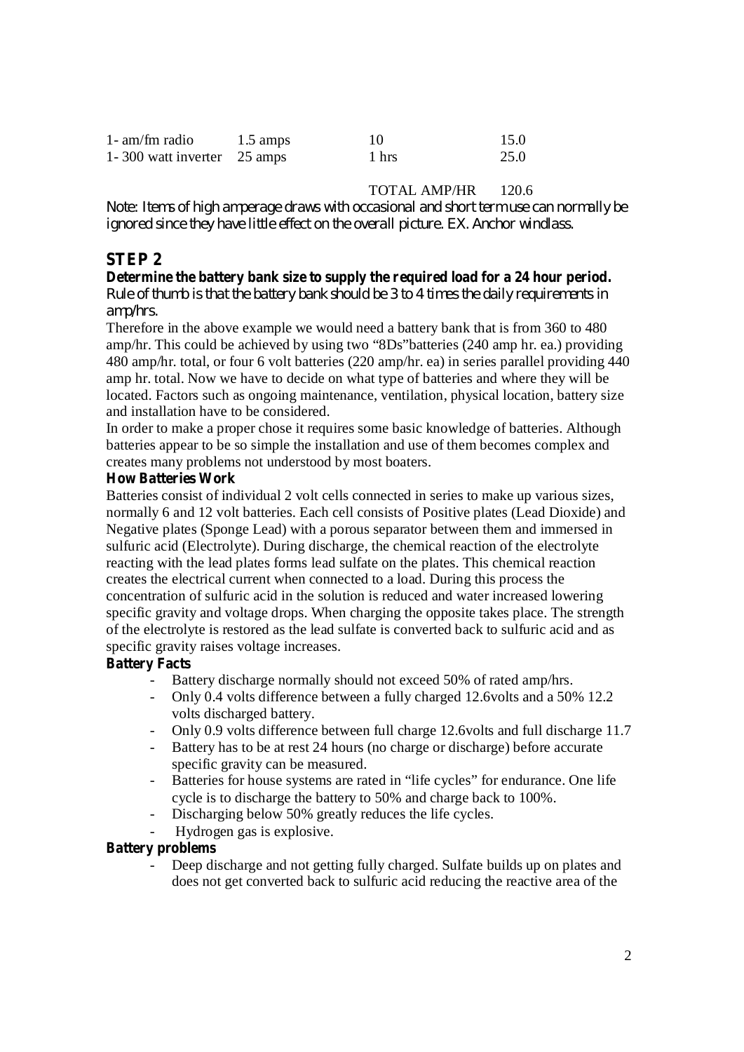| | | | |
|---|---|---|---|
| 1- am/fm radio | 1.5 amps | 10 | 15.0 |
| 1- 300 watt inverter | 25 amps | 1 hrs | 25.0 |
| | | TOTAL AMP/HR | 120.6 |

*Note: Items of high amperage draws with occasional and short term use can normally be ignored since they have little effect on the overall picture. EX. Anchor windlass.*

## STEP 2

**Determine the battery bank size to supply the required load for a 24 hour period.**
*Rule of thumb is that the battery bank should be 3 to 4 times the daily requirements in amp/hrs.*

Therefore in the above example we would need a battery bank that is from 360 to 480 amp/hr. This could be achieved by using two "8Ds"batteries (240 amp hr. ea.) providing 480 amp/hr. total, or four 6 volt batteries (220 amp/hr. ea) in series parallel providing 440 amp hr. total. Now we have to decide on what type of batteries and where they will be located. Factors such as ongoing maintenance, ventilation, physical location, battery size and installation have to be considered.

In order to make a proper chose it requires some basic knowledge of batteries. Although batteries appear to be so simple the installation and use of them becomes complex and creates many problems not understood by most boaters.

**How Batteries Work**

Batteries consist of individual 2 volt cells connected in series to make up various sizes, normally 6 and 12 volt batteries. Each cell consists of Positive plates (Lead Dioxide) and Negative plates (Sponge Lead) with a porous separator between them and immersed in sulfuric acid (Electrolyte). During discharge, the chemical reaction of the electrolyte reacting with the lead plates forms lead sulfate on the plates. This chemical reaction creates the electrical current when connected to a load. During this process the concentration of sulfuric acid in the solution is reduced and water increased lowering specific gravity and voltage drops. When charging the opposite takes place. The strength of the electrolyte is restored as the lead sulfate is converted back to sulfuric acid and as specific gravity raises voltage increases.

**Battery Facts**

- Battery discharge normally should not exceed 50% of rated amp/hrs.
- Only 0.4 volts difference between a fully charged 12.6volts and a 50% 12.2 volts discharged battery.
- Only 0.9 volts difference between full charge 12.6volts and full discharge 11.7
- Battery has to be at rest 24 hours (no charge or discharge) before accurate specific gravity can be measured.
- Batteries for house systems are rated in "life cycles" for endurance. One life cycle is to discharge the battery to 50% and charge back to 100%.
- Discharging below 50% greatly reduces the life cycles.
- Hydrogen gas is explosive.

**Battery problems**

- Deep discharge and not getting fully charged. Sulfate builds up on plates and does not get converted back to sulfuric acid reducing the reactive area of the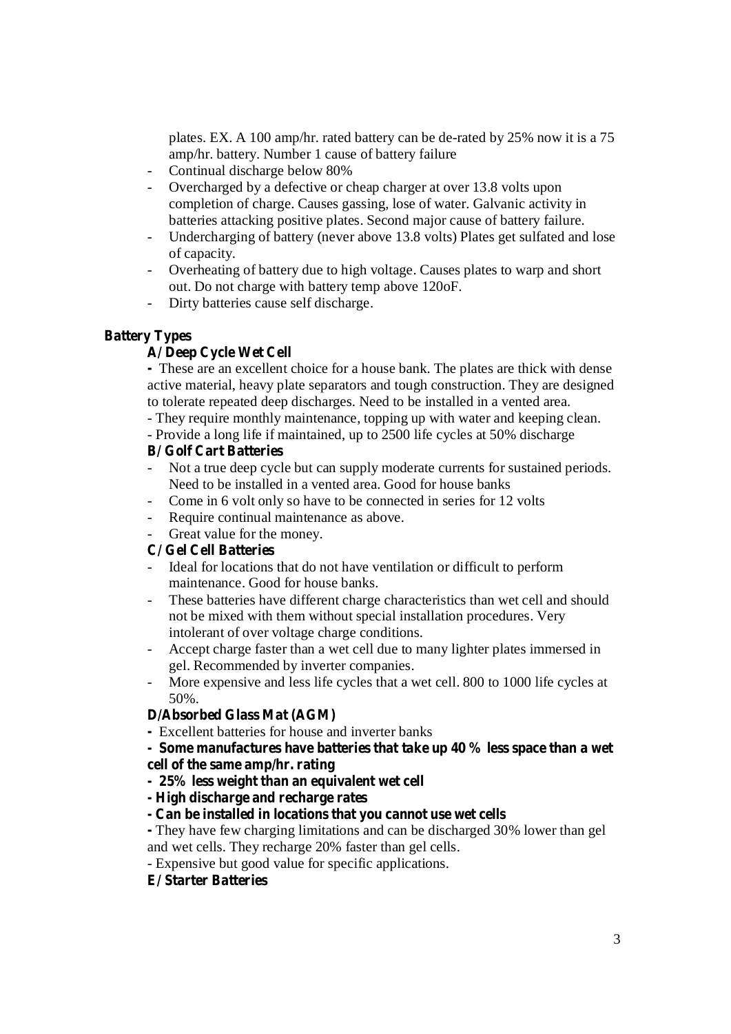plates. EX. A 100 amp/hr. rated battery can be de-rated by 25% now it is a 75 amp/hr. battery. Number 1 cause of battery failure

- Continual discharge below 80%
- Overcharged by a defective or cheap charger at over 13.8 volts upon completion of charge. Causes gassing, lose of water. Galvanic activity in batteries attacking positive plates. Second major cause of battery failure.
- Undercharging of battery (never above 13.8 volts) Plates get sulfated and lose of capacity.
- Overheating of battery due to high voltage. Causes plates to warp and short out. Do not charge with battery temp above 120oF.
- Dirty batteries cause self discharge.

**Battery Types**

**A/ Deep Cycle Wet Cell**

- These are an excellent choice for a house bank. The plates are thick with dense active material, heavy plate separators and tough construction. They are designed to tolerate repeated deep discharges. Need to be installed in a vented area.
- They require monthly maintenance, topping up with water and keeping clean.
- Provide a long life if maintained, up to 2500 life cycles at 50% discharge

**B/ Golf Cart Batteries**

- Not a true deep cycle but can supply moderate currents for sustained periods. Need to be installed in a vented area. Good for house banks
- Come in 6 volt only so have to be connected in series for 12 volts
- Require continual maintenance as above.
- Great value for the money.

**C/ Gel Cell Batteries**

- Ideal for locations that do not have ventilation or difficult to perform maintenance. Good for house banks.
- These batteries have different charge characteristics than wet cell and should not be mixed with them without special installation procedures. Very intolerant of over voltage charge conditions.
- Accept charge faster than a wet cell due to many lighter plates immersed in gel. Recommended by inverter companies.
- More expensive and less life cycles that a wet cell. 800 to 1000 life cycles at 50%.

**D/Absorbed Glass Mat (AGM)**

- Excellent batteries for house and inverter banks
- **Some manufactures have batteries that take up 40 % less space than a wet cell of the same amp/hr. rating**
- **25% less weight than an equivalent wet cell**
- **High discharge and recharge rates**
- **Can be installed in locations that you cannot use wet cells**
- They have few charging limitations and can be discharged 30% lower than gel and wet cells. They recharge 20% faster than gel cells.
- Expensive but good value for specific applications.

**E/ Starter Batteries**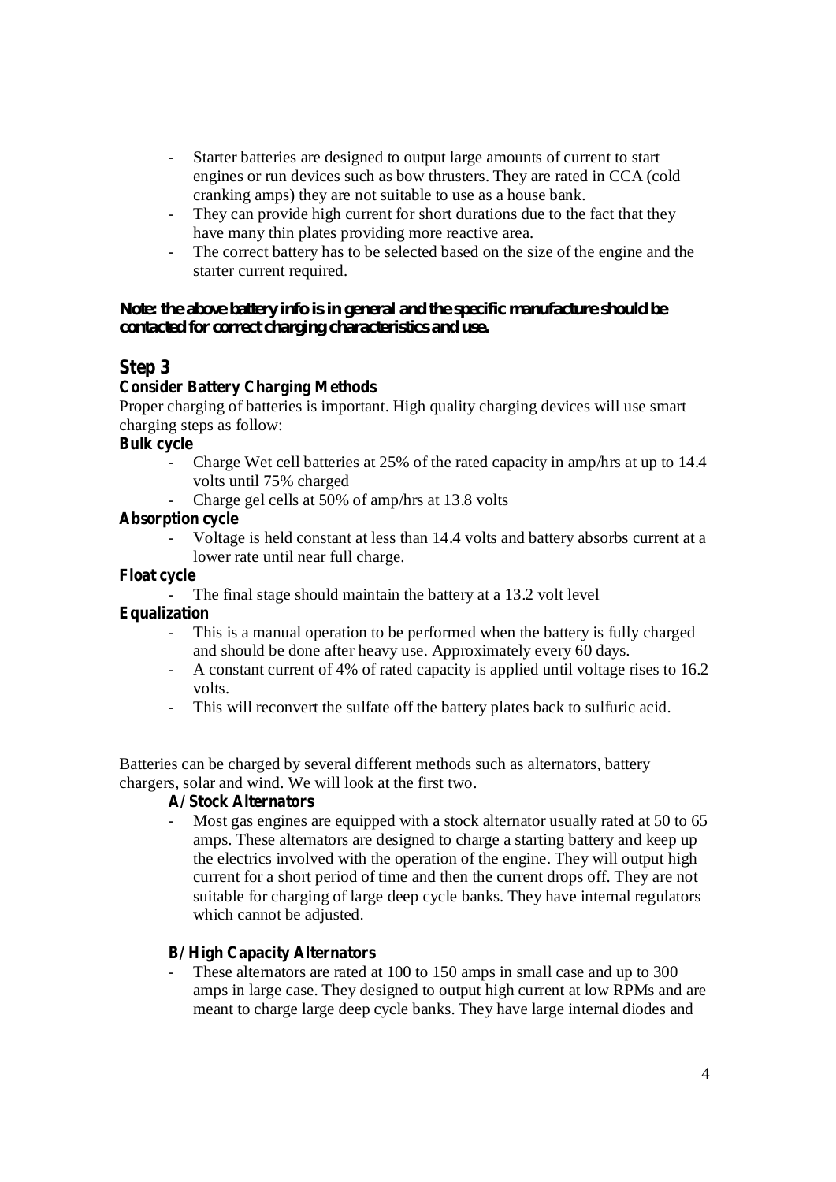- Starter batteries are designed to output large amounts of current to start engines or run devices such as bow thrusters. They are rated in CCA (cold cranking amps) they are not suitable to use as a house bank.
- They can provide high current for short durations due to the fact that they have many thin plates providing more reactive area.
- The correct battery has to be selected based on the size of the engine and the starter current required.

**Note: the above battery info is in general and the specific manufacture should be contacted for correct charging characteristics and use.**

## Step 3

### Consider Battery Charging Methods

Proper charging of batteries is important. High quality charging devices will use smart charging steps as follow:

**Bulk cycle**

- Charge Wet cell batteries at 25% of the rated capacity in amp/hrs at up to 14.4 volts until 75% charged
- Charge gel cells at 50% of amp/hrs at 13.8 volts

**Absorption cycle**

- Voltage is held constant at less than 14.4 volts and battery absorbs current at a lower rate until near full charge.

**Float cycle**

- The final stage should maintain the battery at a 13.2 volt level

**Equalization**

- This is a manual operation to be performed when the battery is fully charged and should be done after heavy use. Approximately every 60 days.
- A constant current of 4% of rated capacity is applied until voltage rises to 16.2 volts.
- This will reconvert the sulfate off the battery plates back to sulfuric acid.

Batteries can be charged by several different methods such as alternators, battery chargers, solar and wind. We will look at the first two.

**A/ Stock Alternators**

- Most gas engines are equipped with a stock alternator usually rated at 50 to 65 amps. These alternators are designed to charge a starting battery and keep up the electrics involved with the operation of the engine. They will output high current for a short period of time and then the current drops off. They are not suitable for charging of large deep cycle banks. They have internal regulators which cannot be adjusted.

**B/ High Capacity Alternators**

- These alternators are rated at 100 to 150 amps in small case and up to 300 amps in large case. They designed to output high current at low RPMs and are meant to charge large deep cycle banks. They have large internal diodes and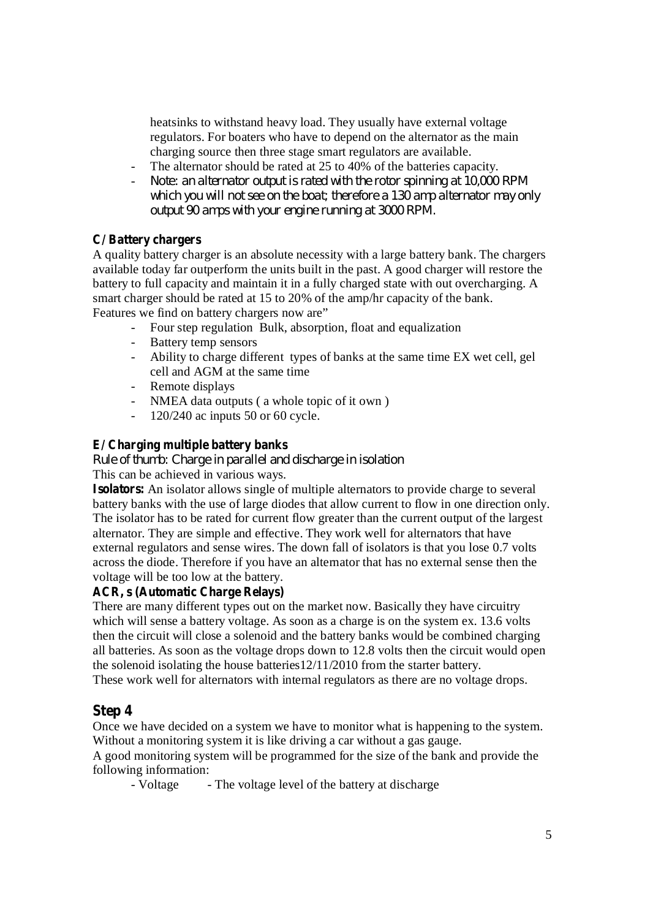heatsinks to withstand heavy load. They usually have external voltage regulators. For boaters who have to depend on the alternator as the main charging source then three stage smart regulators are available.

- The alternator should be rated at 25 to 40% of the batteries capacity.
- Note: an alternator output is rated with the rotor spinning at 10,000 RPM which you will not see on the boat; therefore a 130 amp alternator may only output 90 amps with your engine running at 3000 RPM.

**C/ Battery chargers**

A quality battery charger is an absolute necessity with a large battery bank. The chargers available today far outperform the units built in the past. A good charger will restore the battery to full capacity and maintain it in a fully charged state with out overcharging. A smart charger should be rated at 15 to 20% of the amp/hr capacity of the bank.
Features we find on battery chargers now are"

- Four step regulation Bulk, absorption, float and equalization
- Battery temp sensors
- Ability to charge different types of banks at the same time EX wet cell, gel cell and AGM at the same time
- Remote displays
- NMEA data outputs ( a whole topic of it own )
- 120/240 ac inputs 50 or 60 cycle.

**E/ Charging multiple battery banks**

Rule of thumb: Charge in parallel and discharge in isolation

This can be achieved in various ways.

**Isolators:** An isolator allows single of multiple alternators to provide charge to several battery banks with the use of large diodes that allow current to flow in one direction only. The isolator has to be rated for current flow greater than the current output of the largest alternator. They are simple and effective. They work well for alternators that have external regulators and sense wires. The down fall of isolators is that you lose 0.7 volts across the diode. Therefore if you have an alternator that has no external sense then the voltage will be too low at the battery.

**ACR, s (Automatic Charge Relays)**

There are many different types out on the market now. Basically they have circuitry which will sense a battery voltage. As soon as a charge is on the system ex. 13.6 volts then the circuit will close a solenoid and the battery banks would be combined charging all batteries. As soon as the voltage drops down to 12.8 volts then the circuit would open the solenoid isolating the house batteries12/11/2010 from the starter battery.
These work well for alternators with internal regulators as there are no voltage drops.

## Step 4

Once we have decided on a system we have to monitor what is happening to the system. Without a monitoring system it is like driving a car without a gas gauge.
A good monitoring system will be programmed for the size of the bank and provide the following information:

- Voltage - The voltage level of the battery at discharge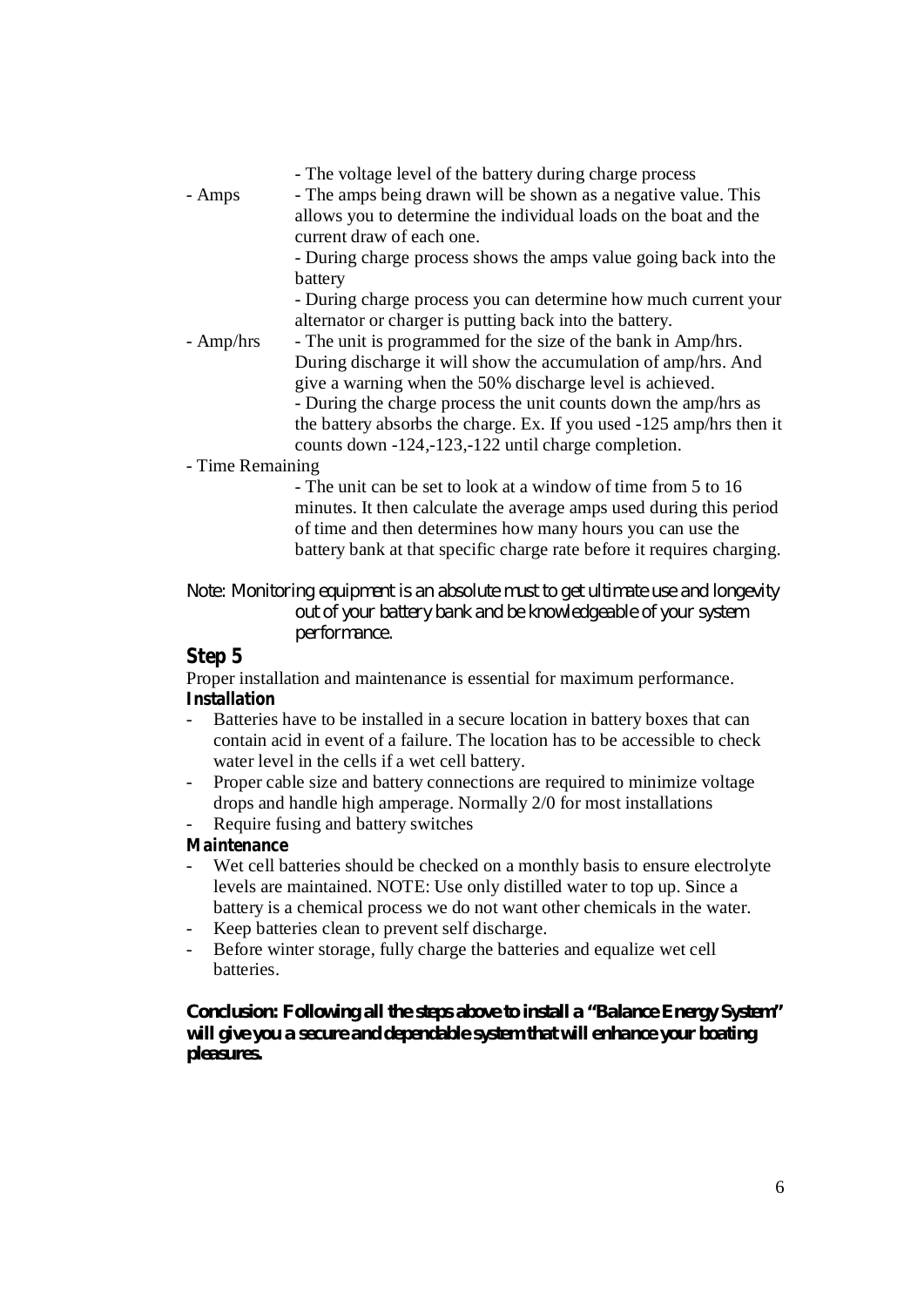- The voltage level of the battery during charge process

- Amps - The amps being drawn will be shown as a negative value. This allows you to determine the individual loads on the boat and the current draw of each one.
  - During charge process shows the amps value going back into the battery
  - During charge process you can determine how much current your alternator or charger is putting back into the battery.

- Amp/hrs - The unit is programmed for the size of the bank in Amp/hrs. During discharge it will show the accumulation of amp/hrs. And give a warning when the 50% discharge level is achieved.
  - During the charge process the unit counts down the amp/hrs as the battery absorbs the charge. Ex. If you used -125 amp/hrs then it counts down -124,-123,-122 until charge completion.

- Time Remaining
  - The unit can be set to look at a window of time from 5 to 16 minutes. It then calculate the average amps used during this period of time and then determines how many hours you can use the battery bank at that specific charge rate before it requires charging.

Note: Monitoring equipment is an absolute must to get ultimate use and longevity out of your battery bank and be knowledgeable of your system performance.

## Step 5

Proper installation and maintenance is essential for maximum performance.

**Installation**

- Batteries have to be installed in a secure location in battery boxes that can contain acid in event of a failure. The location has to be accessible to check water level in the cells if a wet cell battery.
- Proper cable size and battery connections are required to minimize voltage drops and handle high amperage. Normally 2/0 for most installations
- Require fusing and battery switches

**Maintenance**

- Wet cell batteries should be checked on a monthly basis to ensure electrolyte levels are maintained. NOTE: Use only distilled water to top up. Since a battery is a chemical process we do not want other chemicals in the water.
- Keep batteries clean to prevent self discharge.
- Before winter storage, fully charge the batteries and equalize wet cell batteries.

**Conclusion: Following all the steps above to install a "Balance Energy System" will give you a secure and dependable system that will enhance your boating pleasures.**